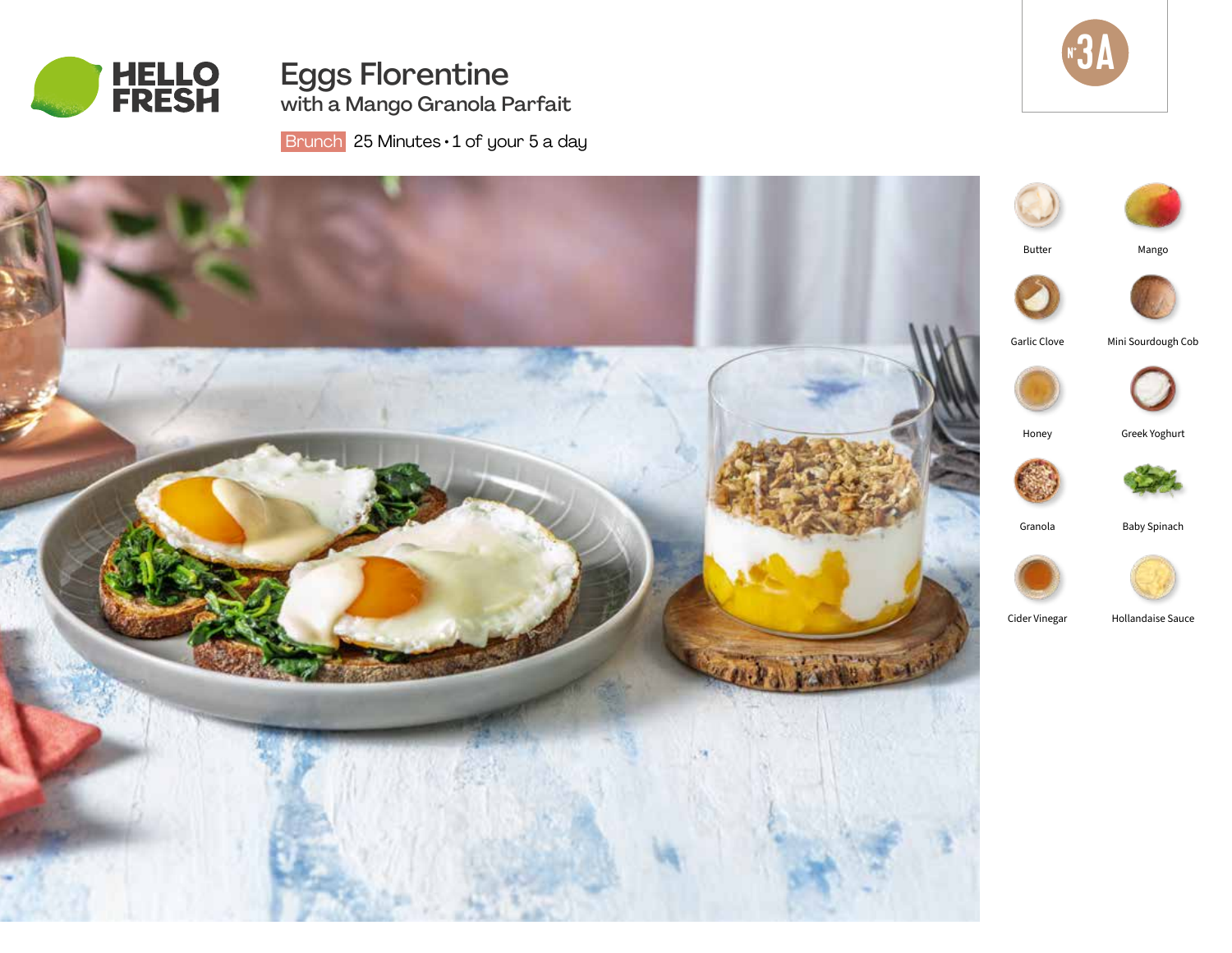HELLO FRESH

# Eggs Florentine

## with a Mango Granola Parfait

Brunch 25 Minutes • 1 of your 5 a day

Nº 3A

- Butter
- Mango
- Garlic Clove
- Mini Sourdough Cob
- Honey
- Greek Yoghurt
- Granola
- Baby Spinach
- Cider Vinegar
- Hollandaise Sauce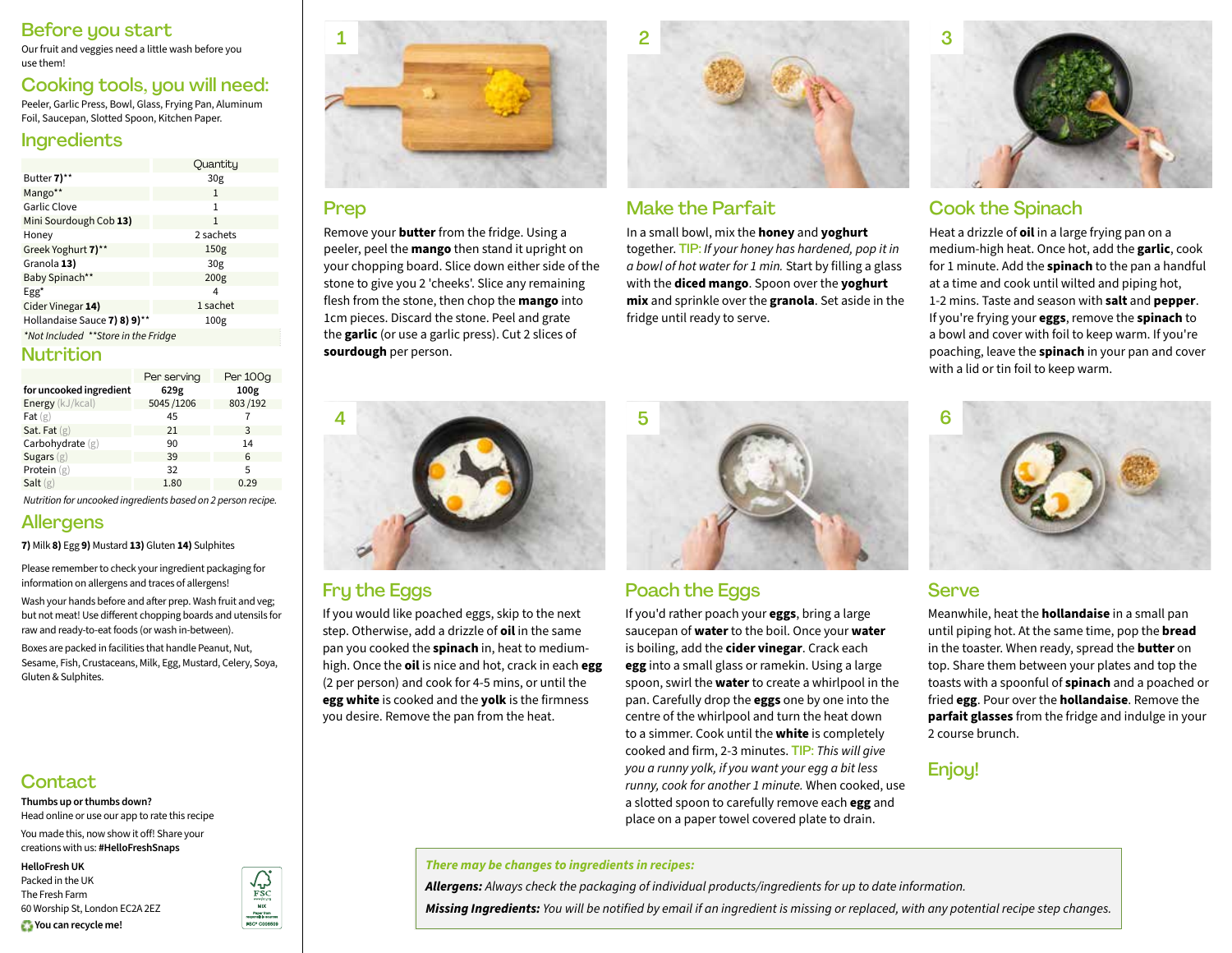## Before you start

Our fruit and veggies need a little wash before you use them!

## Cooking tools, you will need:

Peeler, Garlic Press, Bowl, Glass, Frying Pan, Aluminum Foil, Saucepan, Slotted Spoon, Kitchen Paper.

## Ingredients

| | Quantity |
|---|---|
| Butter **7)**** | 30g |
| Mango** | 1 |
| Garlic Clove | 1 |
| Mini Sourdough Cob **13)** | 1 |
| Honey | 2 sachets |
| Greek Yoghurt **7)**** | 150g |
| Granola **13)** | 30g |
| Baby Spinach** | 200g |
| Egg* | 4 |
| Cider Vinegar **14)** | 1 sachet |
| Hollandaise Sauce **7) 8) 9)**** | 100g |

*\*Not Included \*\*Store in the Fridge*

## Nutrition

| | Per serving | Per 100g |
|---|---|---|
| **for uncooked ingredient** | **629g** | **100g** |
| Energy (kJ/kcal) | 5045 /1206 | 803 /192 |
| Fat (g) | 45 | 7 |
| Sat. Fat (g) | 21 | 3 |
| Carbohydrate (g) | 90 | 14 |
| Sugars (g) | 39 | 6 |
| Protein (g) | 32 | 5 |
| Salt (g) | 1.80 | 0.29 |

*Nutrition for uncooked ingredients based on 2 person recipe.*

## Allergens

**7)** Milk **8)** Egg **9)** Mustard **13)** Gluten **14)** Sulphites

Please remember to check your ingredient packaging for information on allergens and traces of allergens!

Wash your hands before and after prep. Wash fruit and veg; but not meat! Use different chopping boards and utensils for raw and ready-to-eat foods (or wash in-between).

Boxes are packed in facilities that handle Peanut, Nut, Sesame, Fish, Crustaceans, Milk, Egg, Mustard, Celery, Soya, Gluten & Sulphites.

## Contact

**Thumbs up or thumbs down?**
Head online or use our app to rate this recipe

You made this, now show it off! Share your creations with us: **#HelloFreshSnaps**

**HelloFresh UK**
Packed in the UK
The Fresh Farm
60 Worship St, London EC2A 2EZ
**You can recycle me!**

### 1 Prep

Remove your **butter** from the fridge. Using a peeler, peel the **mango** then stand it upright on your chopping board. Slice down either side of the stone to give you 2 'cheeks'. Slice any remaining flesh from the stone, then chop the **mango** into 1cm pieces. Discard the stone. Peel and grate the **garlic** (or use a garlic press). Cut 2 slices of **sourdough** per person.

### 2 Make the Parfait

In a small bowl, mix the **honey** and **yoghurt** together. TIP: *If your honey has hardened, pop it in a bowl of hot water for 1 min.* Start by filling a glass with the **diced mango**. Spoon over the **yoghurt mix** and sprinkle over the **granola**. Set aside in the fridge until ready to serve.

### 3 Cook the Spinach

Heat a drizzle of **oil** in a large frying pan on a medium-high heat. Once hot, add the **garlic**, cook for 1 minute. Add the **spinach** to the pan a handful at a time and cook until wilted and piping hot, 1-2 mins. Taste and season with **salt** and **pepper**. If you're frying your **eggs**, remove the **spinach** to a bowl and cover with foil to keep warm. If you're poaching, leave the **spinach** in your pan and cover with a lid or tin foil to keep warm.

### 4 Fry the Eggs

If you would like poached eggs, skip to the next step. Otherwise, add a drizzle of **oil** in the same pan you cooked the **spinach** in, heat to medium-high. Once the **oil** is nice and hot, crack in each **egg** (2 per person) and cook for 4-5 mins, or until the **egg white** is cooked and the **yolk** is the firmness you desire. Remove the pan from the heat.

### 5 Poach the Eggs

If you'd rather poach your **eggs**, bring a large saucepan of **water** to the boil. Once your **water** is boiling, add the **cider vinegar**. Crack each **egg** into a small glass or ramekin. Using a large spoon, swirl the **water** to create a whirlpool in the pan. Carefully drop the **eggs** one by one into the centre of the whirlpool and turn the heat down to a simmer. Cook until the **white** is completely cooked and firm, 2-3 minutes. TIP: *This will give you a runny yolk, if you want your egg a bit less runny, cook for another 1 minute.* When cooked, use a slotted spoon to carefully remove each **egg** and place on a paper towel covered plate to drain.

### 6 Serve

Meanwhile, heat the **hollandaise** in a small pan until piping hot. At the same time, pop the **bread** in the toaster. When ready, spread the **butter** on top. Share them between your plates and top the toasts with a spoonful of **spinach** and a poached or fried **egg**. Pour over the **hollandaise**. Remove the **parfait glasses** from the fridge and indulge in your 2 course brunch.

## Enjoy!

***There may be changes to ingredients in recipes:***

***Allergens:*** *Always check the packaging of individual products/ingredients for up to date information.*

***Missing Ingredients:*** *You will be notified by email if an ingredient is missing or replaced, with any potential recipe step changes.*